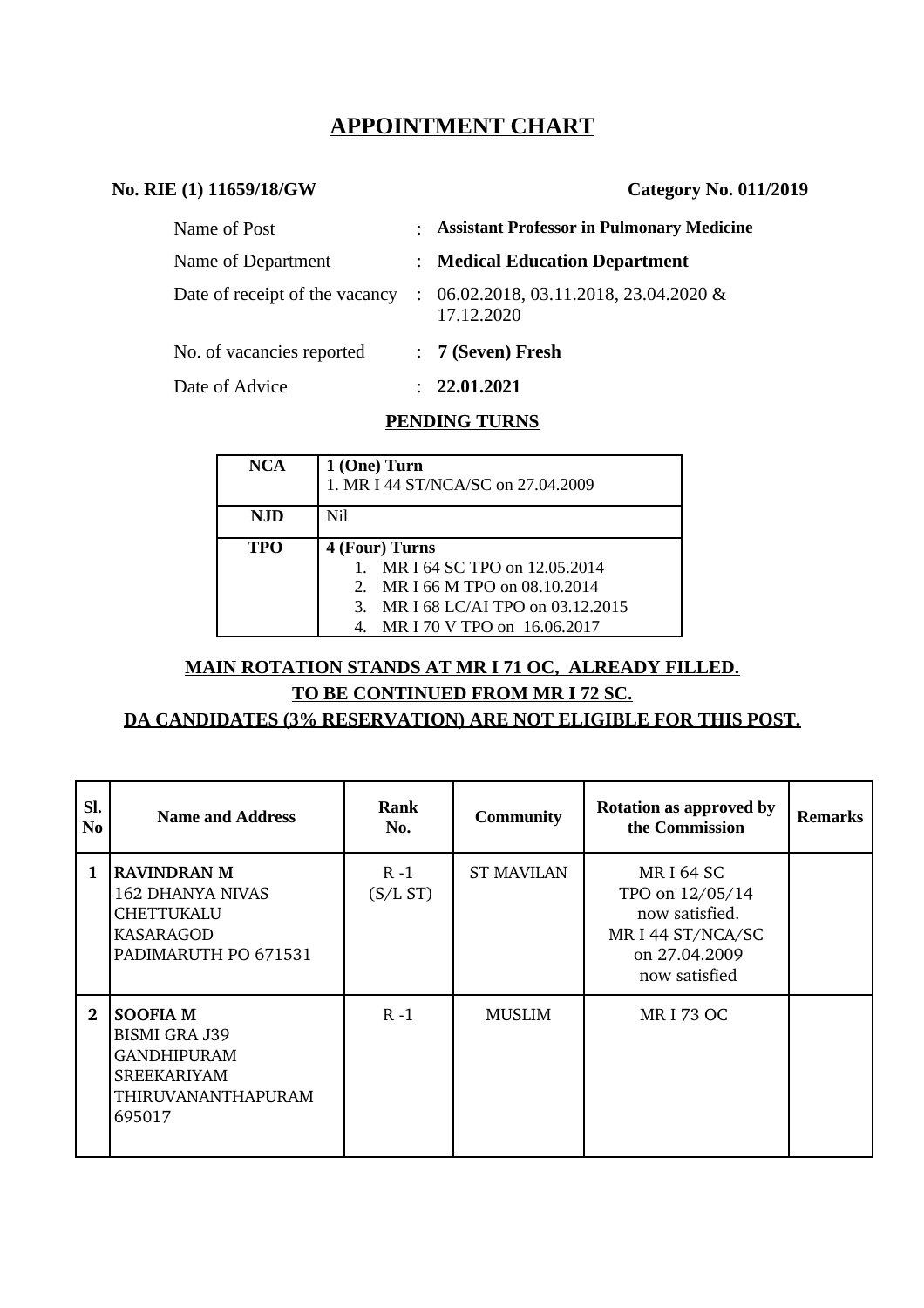# APPOINTMENT CHART

**No. RIE (1) 11659/18/GW** **Category No. 011/2019**

| | | |
|---|---|---|
| Name of Post | : | **Assistant Professor in Pulmonary Medicine** |
| Name of Department | : | **Medical Education Department** |
| Date of receipt of the vacancy | : | 06.02.2018, 03.11.2018, 23.04.2020 & 17.12.2020 |
| No. of vacancies reported | : | **7 (Seven) Fresh** |
| Date of Advice | : | **22.01.2021** |

## PENDING TURNS

| | |
|---|---|
| **NCA** | **1 (One) Turn**<br>1. MR I 44 ST/NCA/SC on 27.04.2009 |
| **NJD** | Nil |
| **TPO** | **4 (Four) Turns**<br>1. MR I 64 SC TPO on 12.05.2014<br>2. MR I 66 M TPO on 08.10.2014<br>3. MR I 68 LC/AI TPO on 03.12.2015<br>4. MR I 70 V TPO on 16.06.2017 |

**MAIN ROTATION STANDS AT MR I 71 OC, ALREADY FILLED.**

**TO BE CONTINUED FROM MR I 72 SC.**

**DA CANDIDATES (3% RESERVATION) ARE NOT ELIGIBLE FOR THIS POST.**

| Sl. No | Name and Address | Rank No. | Community | Rotation as approved by the Commission | Remarks |
|---|---|---|---|---|---|
| **1** | **RAVINDRAN M**<br>162 DHANYA NIVAS<br>CHETTUKALU<br>KASARAGOD<br>PADIMARUTH PO 671531 | R -1<br>(S/L ST) | ST MAVILAN | MR I 64 SC<br>TPO on 12/05/14<br>now satisfied.<br>MR I 44 ST/NCA/SC<br>on 27.04.2009<br>now satisfied | |
| **2** | **SOOFIA M**<br>BISMI GRA J39<br>GANDHIPURAM<br>SREEKARIYAM<br>THIRUVANANTHAPURAM<br>695017 | R -1 | MUSLIM | MR I 73 OC | |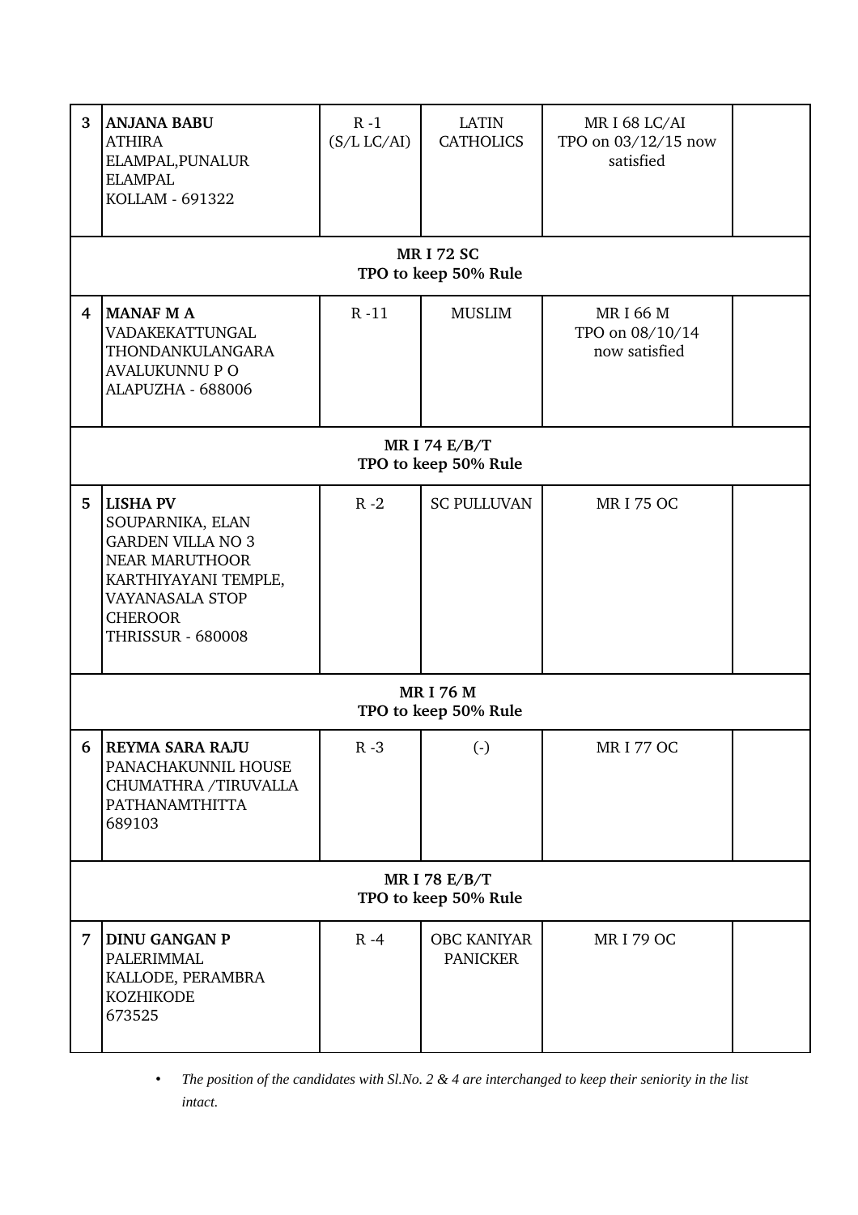| | | | | | |
|---|---|---|---|---|---|
| 3 | **ANJANA BABU**<br>ATHIRA<br>ELAMPAL,PUNALUR<br>ELAMPAL<br>KOLLAM - 691322 | R -1<br>(S/L LC/AI) | LATIN CATHOLICS | MR I 68 LC/AI<br>TPO on 03/12/15 now satisfied | |
| **MR I 72 SC**<br>**TPO to keep 50% Rule** | | | | | |
| 4 | **MANAF M A**<br>VADAKEKATTUNGAL<br>THONDANKULANGARA<br>AVALUKUNNU P O<br>ALAPUZHA - 688006 | R -11 | MUSLIM | MR I 66 M<br>TPO on 08/10/14<br>now satisfied | |
| **MR I 74 E/B/T**<br>**TPO to keep 50% Rule** | | | | | |
| 5 | **LISHA PV**<br>SOUPARNIKA, ELAN<br>GARDEN VILLA NO 3<br>NEAR MARUTHOOR<br>KARTHIYAYANI TEMPLE,<br>VAYANASALA STOP<br>CHEROOR<br>THRISSUR - 680008 | R -2 | SC PULLUVAN | MR I 75 OC | |
| **MR I 76 M**<br>**TPO to keep 50% Rule** | | | | | |
| 6 | **REYMA SARA RAJU**<br>PANACHAKUNNIL HOUSE<br>CHUMATHRA /TIRUVALLA<br>PATHANAMTHITTA<br>689103 | R -3 | (-) | MR I 77 OC | |
| **MR I 78 E/B/T**<br>**TPO to keep 50% Rule** | | | | | |
| 7 | **DINU GANGAN P**<br>PALERIMMAL<br>KALLODE, PERAMBRA<br>KOZHIKODE<br>673525 | R -4 | OBC KANIYAR PANICKER | MR I 79 OC | |

- *The position of the candidates with Sl.No. 2 & 4 are interchanged to keep their seniority in the list intact.*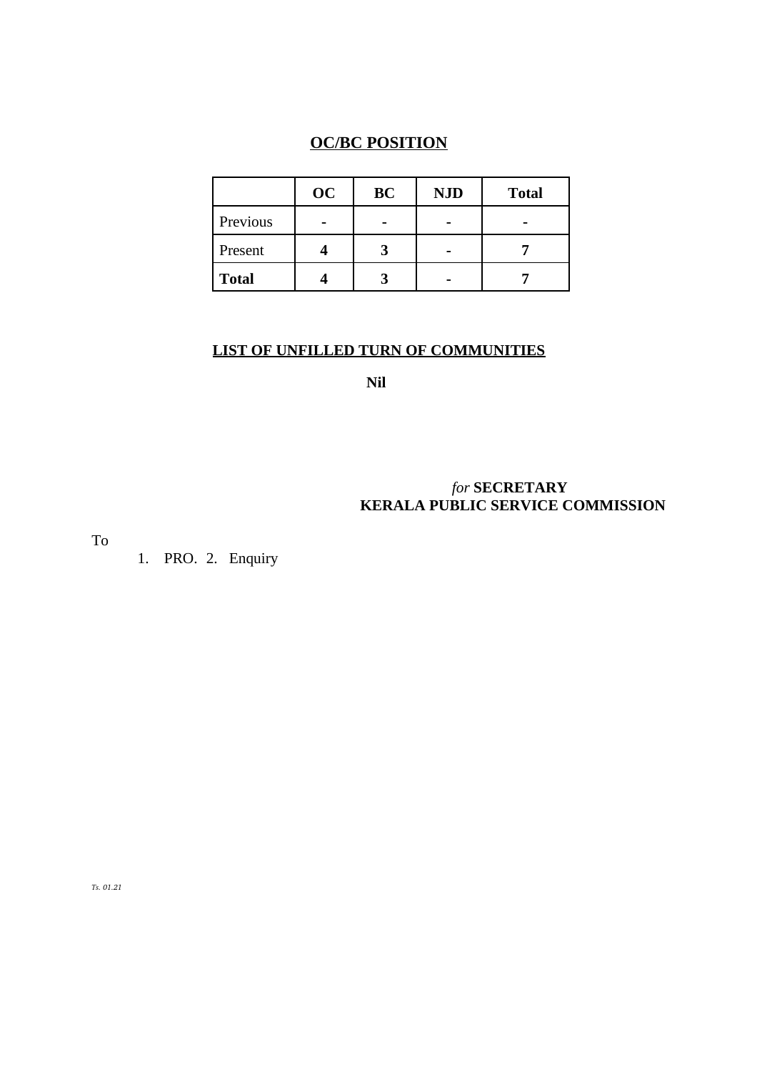## OC/BC POSITION

| | OC | BC | NJD | Total |
|---|---|---|---|---|
| Previous | - | - | - | - |
| Present | **4** | **3** | - | **7** |
| **Total** | **4** | **3** | - | **7** |

## LIST OF UNFILLED TURN OF COMMUNITIES

**Nil**

*for* **SECRETARY**
**KERALA PUBLIC SERVICE COMMISSION**

To

1. PRO. 2. Enquiry

*Ts. 01.21*